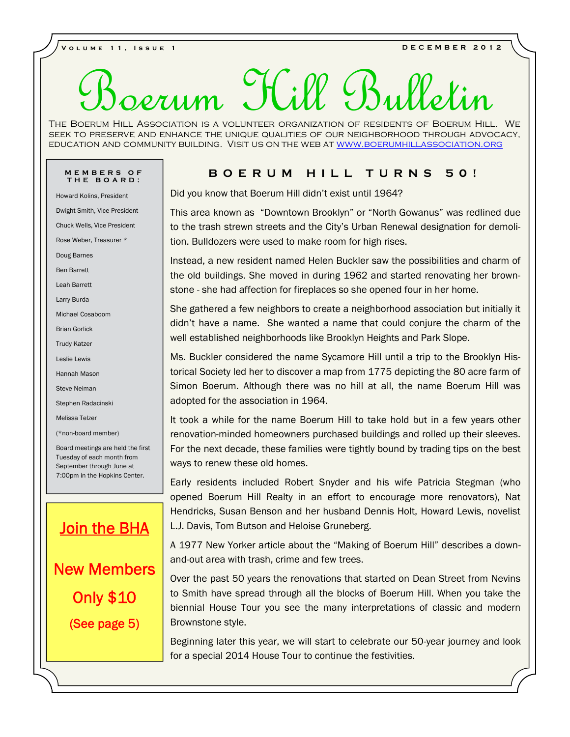# Boerum Hill Bulletin

The Boerum Hill Association is a volunteer organization of residents of Boerum Hill. We seek to preserve and enhance the unique qualities of our neighborhood through advocacy, education and community building. Visit us on the web at [www.boerumhillassociation.org](http://www.boerumhillassociation.org)

### Members of the Board:

Howard Kolins, President

Dwight Smith, Vice President

Chuck Wells, Vice President

Rose Weber, Treasurer *

Doug Barnes

Ben Barrett

Leah Barrett

Larry Burda

Michael Cosaboom

Brian Gorlick

Trudy Katzer

Leslie Lewis

Hannah Mason

Steve Neiman

Stephen Radacinski

Melissa Telzer

(*non-board member)

Board meetings are held the first Tuesday of each month from September through June at 7:00pm in the Hopkins Center.

**Join the BHA**

**New Members Only $10**

**(See page 5)**

## Boerum Hill Turns 50!

Did you know that Boerum Hill didn't exist until 1964?

This area known as "Downtown Brooklyn" or "North Gowanus" was redlined due to the trash strewn streets and the City's Urban Renewal designation for demolition. Bulldozers were used to make room for high rises.

Instead, a new resident named Helen Buckler saw the possibilities and charm of the old buildings. She moved in during 1962 and started renovating her brownstone - she had affection for fireplaces so she opened four in her home.

She gathered a few neighbors to create a neighborhood association but initially it didn't have a name. She wanted a name that could conjure the charm of the well established neighborhoods like Brooklyn Heights and Park Slope.

Ms. Buckler considered the name Sycamore Hill until a trip to the Brooklyn Historical Society led her to discover a map from 1775 depicting the 80 acre farm of Simon Boerum. Although there was no hill at all, the name Boerum Hill was adopted for the association in 1964.

It took a while for the name Boerum Hill to take hold but in a few years other renovation-minded homeowners purchased buildings and rolled up their sleeves. For the next decade, these families were tightly bound by trading tips on the best ways to renew these old homes.

Early residents included Robert Snyder and his wife Patricia Stegman (who opened Boerum Hill Realty in an effort to encourage more renovators), Nat Hendricks, Susan Benson and her husband Dennis Holt, Howard Lewis, novelist L.J. Davis, Tom Butson and Heloise Gruneberg.

A 1977 New Yorker article about the "Making of Boerum Hill" describes a down-and-out area with trash, crime and few trees.

Over the past 50 years the renovations that started on Dean Street from Nevins to Smith have spread through all the blocks of Boerum Hill. When you take the biennial House Tour you see the many interpretations of classic and modern Brownstone style.

Beginning later this year, we will start to celebrate our 50-year journey and look for a special 2014 House Tour to continue the festivities.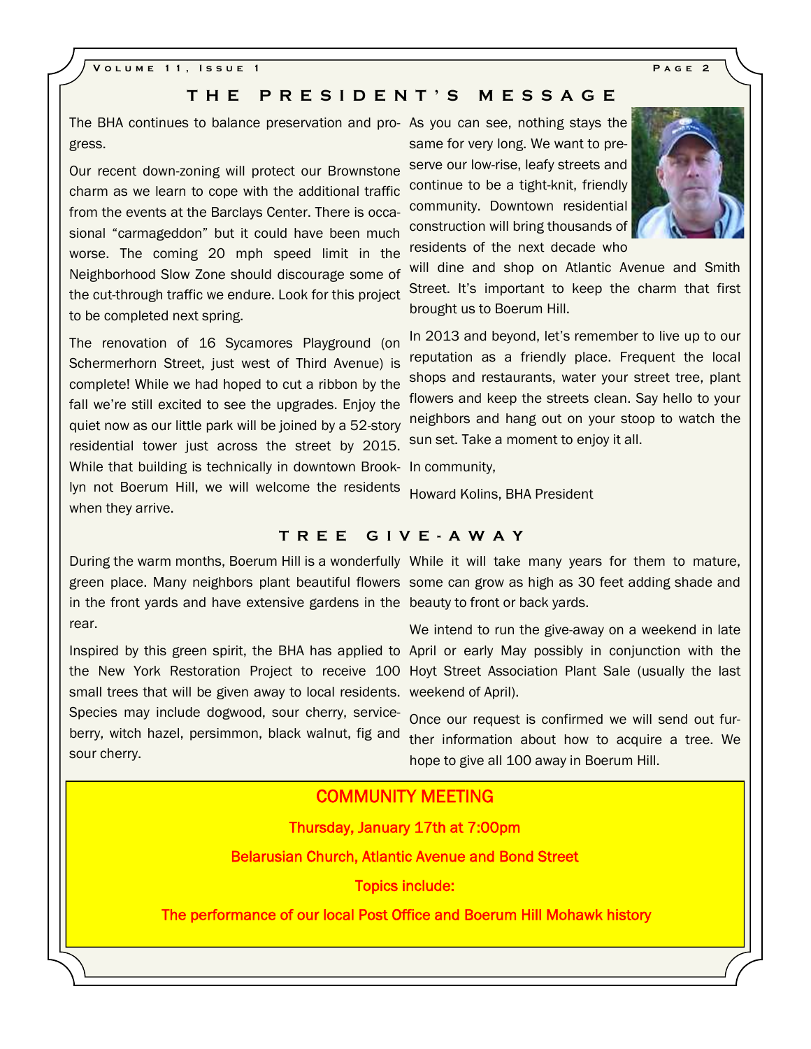## THE PRESIDENT'S MESSAGE

The BHA continues to balance preservation and progress.

Our recent down-zoning will protect our Brownstone charm as we learn to cope with the additional traffic from the events at the Barclays Center. There is occasional "carmageddon" but it could have been much worse. The coming 20 mph speed limit in the Neighborhood Slow Zone should discourage some of the cut-through traffic we endure. Look for this project to be completed next spring.

The renovation of 16 Sycamores Playground (on Schermerhorn Street, just west of Third Avenue) is complete! While we had hoped to cut a ribbon by the fall we're still excited to see the upgrades. Enjoy the quiet now as our little park will be joined by a 52-story residential tower just across the street by 2015. While that building is technically in downtown Brooklyn not Boerum Hill, we will welcome the residents when they arrive.

As you can see, nothing stays the same for very long. We want to preserve our low-rise, leafy streets and continue to be a tight-knit, friendly community. Downtown residential construction will bring thousands of residents of the next decade who will dine and shop on Atlantic Avenue and Smith Street. It's important to keep the charm that first brought us to Boerum Hill.

In 2013 and beyond, let's remember to live up to our reputation as a friendly place. Frequent the local shops and restaurants, water your street tree, plant flowers and keep the streets clean. Say hello to your neighbors and hang out on your stoop to watch the sun set. Take a moment to enjoy it all.

In community,

Howard Kolins, BHA President

## TREE GIVE-AWAY

During the warm months, Boerum Hill is a wonderfully green place. Many neighbors plant beautiful flowers in the front yards and have extensive gardens in the rear.

Inspired by this green spirit, the BHA has applied to the New York Restoration Project to receive 100 small trees that will be given away to local residents. Species may include dogwood, sour cherry, serviceberry, witch hazel, persimmon, black walnut, fig and sour cherry.

While it will take many years for them to mature, some can grow as high as 30 feet adding shade and beauty to front or back yards.

We intend to run the give-away on a weekend in late April or early May possibly in conjunction with the Hoyt Street Association Plant Sale (usually the last weekend of April).

Once our request is confirmed we will send out further information about how to acquire a tree. We hope to give all 100 away in Boerum Hill.

**COMMUNITY MEETING**

**Thursday, January 17th at 7:00pm**

**Belarusian Church, Atlantic Avenue and Bond Street**

**Topics include:**

**The performance of our local Post Office and Boerum Hill Mohawk history**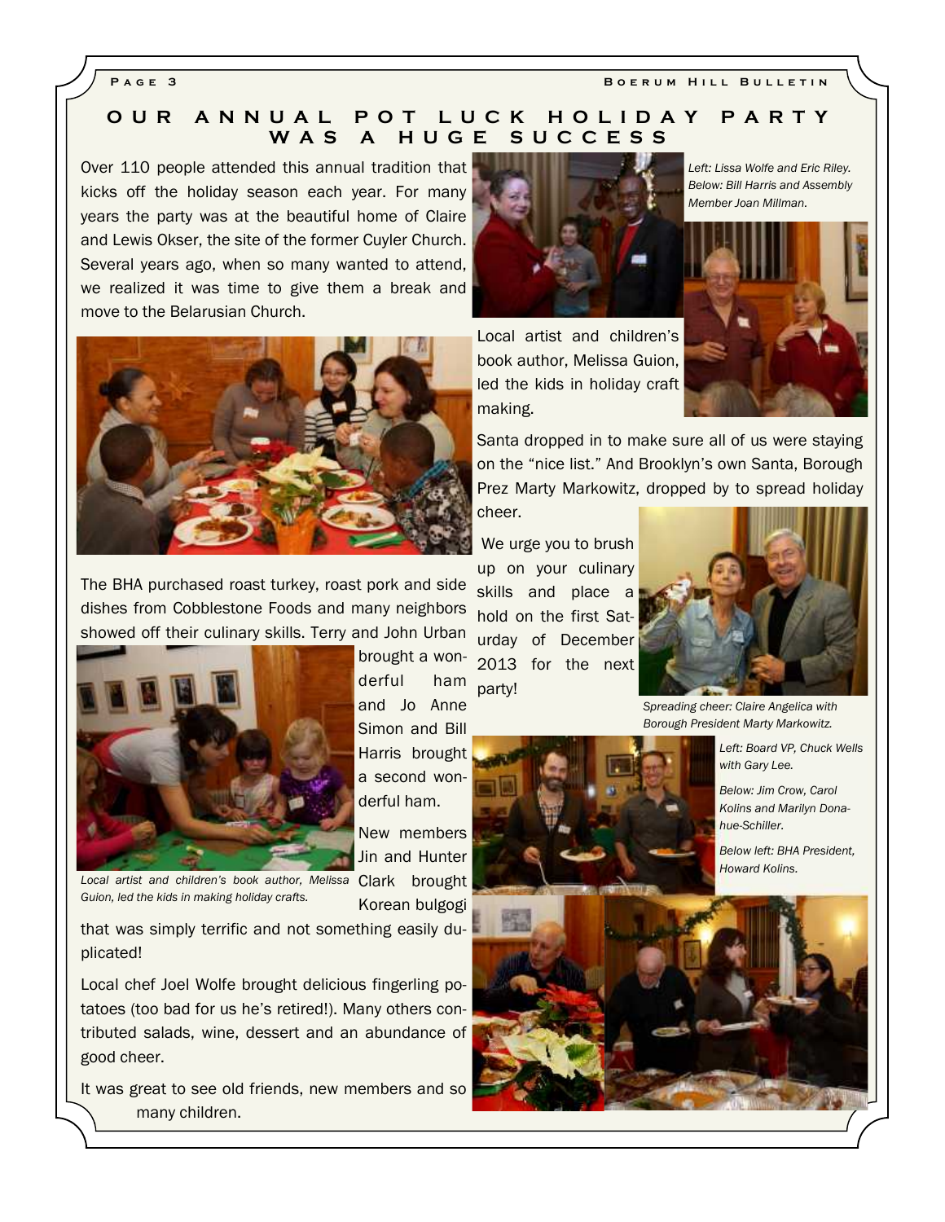# OUR ANNUAL POT LUCK HOLIDAY PARTY WAS A HUGE SUCCESS

Over 110 people attended this annual tradition that kicks off the holiday season each year. For many years the party was at the beautiful home of Claire and Lewis Okser, the site of the former Cuyler Church. Several years ago, when so many wanted to attend, we realized it was time to give them a break and move to the Belarusian Church.

The BHA purchased roast turkey, roast pork and side dishes from Cobblestone Foods and many neighbors showed off their culinary skills. Terry and John Urban brought a wonderful ham and Jo Anne Simon and Bill Harris brought a second wonderful ham.

*Local artist and children's book author, Melissa Guion, led the kids in making holiday crafts.*

New members Jin and Hunter Clark brought Korean bulgogi that was simply terrific and not something easily duplicated!

Local chef Joel Wolfe brought delicious fingerling potatoes (too bad for us he's retired!). Many others contributed salads, wine, dessert and an abundance of good cheer.

It was great to see old friends, new members and so many children.

*Left: Lissa Wolfe and Eric Riley. Below: Bill Harris and Assembly Member Joan Millman.*

Local artist and children's book author, Melissa Guion, led the kids in holiday craft making.

Santa dropped in to make sure all of us were staying on the "nice list." And Brooklyn's own Santa, Borough Prez Marty Markowitz, dropped by to spread holiday cheer.

We urge you to brush up on your culinary skills and place a hold on the first Saturday of December 2013 for the next party!

*Spreading cheer: Claire Angelica with Borough President Marty Markowitz.*

*Left: Board VP, Chuck Wells with Gary Lee.*

*Below: Jim Crow, Carol Kolins and Marilyn Donahue-Schiller.*

*Below left: BHA President, Howard Kolins.*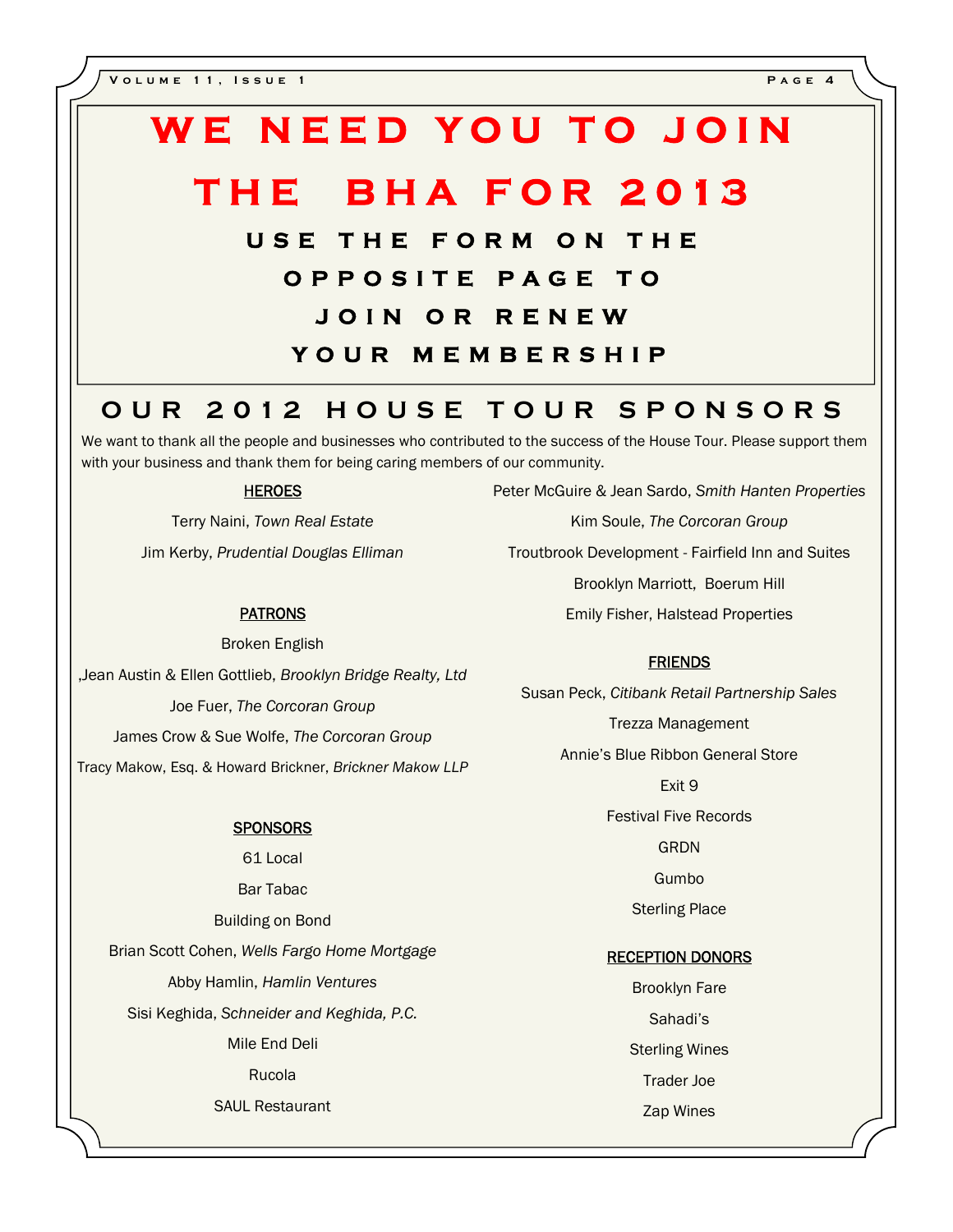# WE NEED YOU TO JOIN THE BHA FOR 2013

### USE THE FORM ON THE OPPOSITE PAGE TO JOIN OR RENEW YOUR MEMBERSHIP

## OUR 2012 HOUSE TOUR SPONSORS

We want to thank all the people and businesses who contributed to the success of the House Tour. Please support them with your business and thank them for being caring members of our community.

**HEROES**

Terry Naini, *Town Real Estate*

Jim Kerby, *Prudential Douglas Elliman*

**PATRONS**

Broken English

,Jean Austin & Ellen Gottlieb, *Brooklyn Bridge Realty, Ltd*

Joe Fuer, *The Corcoran Group*

James Crow & Sue Wolfe, *The Corcoran Group*

Tracy Makow, Esq. & Howard Brickner, *Brickner Makow LLP*

**SPONSORS**

61 Local

Bar Tabac

Building on Bond

Brian Scott Cohen, *Wells Fargo Home Mortgage*

Abby Hamlin, *Hamlin Ventures*

Sisi Keghida, *Schneider and Keghida, P.C.*

Mile End Deli

Rucola

SAUL Restaurant

Peter McGuire & Jean Sardo, *Smith Hanten Properties*

Kim Soule, *The Corcoran Group*

Troutbrook Development - Fairfield Inn and Suites

Brooklyn Marriott, Boerum Hill

Emily Fisher, Halstead Properties

**FRIENDS**

Susan Peck, *Citibank Retail Partnership Sales*

Trezza Management

Annie's Blue Ribbon General Store

Exit 9

Festival Five Records

GRDN

Gumbo

Sterling Place

**RECEPTION DONORS**

Brooklyn Fare

Sahadi's

Sterling Wines

Trader Joe

Zap Wines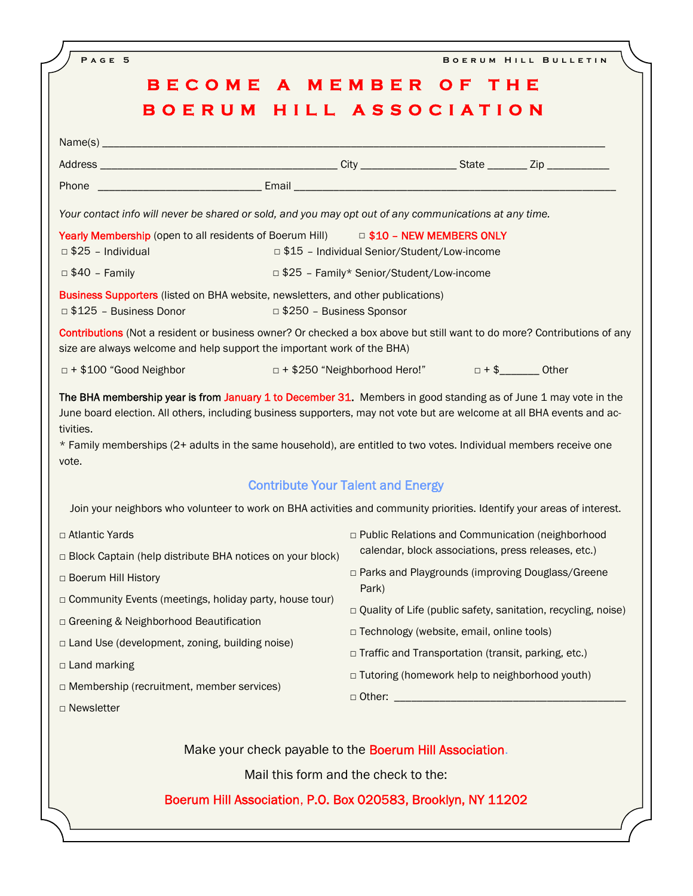# BECOME A MEMBER OF THE BOERUM HILL ASSOCIATION

Name(s) ____________________________________________________________________________

Address ________________________________________ City ________________ State _______ Zip ___________

Phone ____________________________ Email ________________________________________________________

*Your contact info will never be shared or sold, and you may opt out of any communications at any time.*

**Yearly Membership** (open to all residents of Boerum Hill) □ **$10 – NEW MEMBERS ONLY**

□ $25 – Individual □ $15 – Individual Senior/Student/Low-income

□ $40 – Family □ $25 – Family* Senior/Student/Low-income

**Business Supporters** (listed on BHA website, newsletters, and other publications)

□ $125 – Business Donor □ $250 – Business Sponsor

**Contributions** (Not a resident or business owner? Or checked a box above but still want to do more? Contributions of any size are always welcome and help support the important work of the BHA)

□ + $100 "Good Neighbor □ + $250 "Neighborhood Hero!" □ + $_______ Other

**The BHA membership year is from January 1 to December 31.** Members in good standing as of June 1 may vote in the June board election. All others, including business supporters, may not vote but are welcome at all BHA events and activities.

* Family memberships (2+ adults in the same household), are entitled to two votes. Individual members receive one vote.

## Contribute Your Talent and Energy

Join your neighbors who volunteer to work on BHA activities and community priorities. Identify your areas of interest.

- □ Atlantic Yards
- □ Block Captain (help distribute BHA notices on your block)
- □ Boerum Hill History
- □ Community Events (meetings, holiday party, house tour)
- □ Greening & Neighborhood Beautification
- □ Land Use (development, zoning, building noise)
- □ Land marking
- □ Membership (recruitment, member services)
- □ Newsletter
- □ Public Relations and Communication (neighborhood calendar, block associations, press releases, etc.)
- □ Parks and Playgrounds (improving Douglass/Greene Park)
- □ Quality of Life (public safety, sanitation, recycling, noise)
- □ Technology (website, email, online tools)
- □ Traffic and Transportation (transit, parking, etc.)
- □ Tutoring (homework help to neighborhood youth)
- □ Other: ________________________________________

Make your check payable to the **Boerum Hill Association**.

Mail this form and the check to the:

**Boerum Hill Association, P.O. Box 020583, Brooklyn, NY 11202**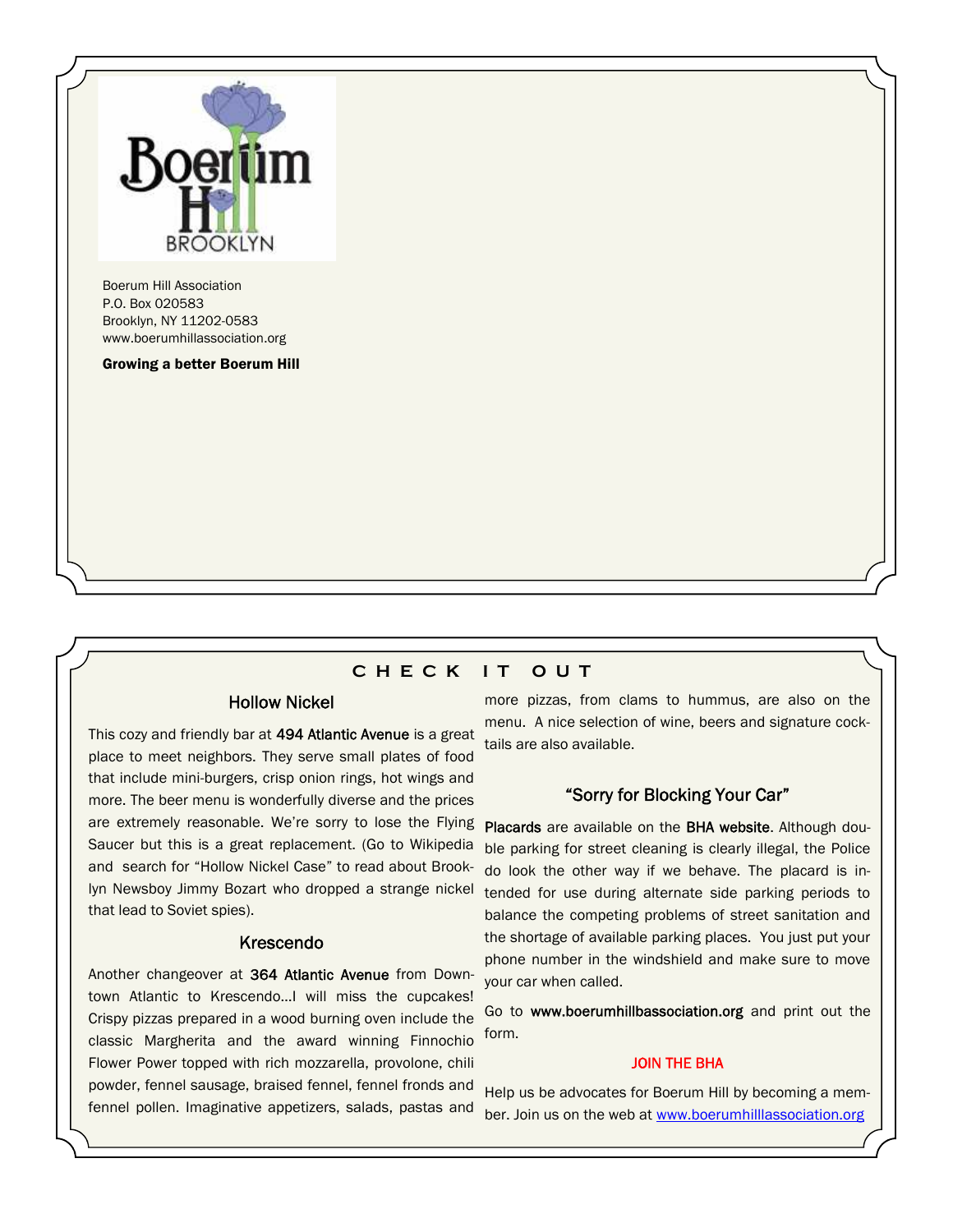Boerum Hill Association
P.O. Box 020583
Brooklyn, NY 11202-0583
www.boerumhillassociation.org

**Growing a better Boerum Hill**

## CHECK IT OUT

### Hollow Nickel

This cozy and friendly bar at 494 Atlantic Avenue is a great place to meet neighbors. They serve small plates of food that include mini-burgers, crisp onion rings, hot wings and more. The beer menu is wonderfully diverse and the prices are extremely reasonable. We're sorry to lose the Flying Saucer but this is a great replacement. (Go to Wikipedia and search for "Hollow Nickel Case" to read about Brooklyn Newsboy Jimmy Bozart who dropped a strange nickel that lead to Soviet spies).

### Krescendo

Another changeover at 364 Atlantic Avenue from Downtown Atlantic to Krescendo…I will miss the cupcakes! Crispy pizzas prepared in a wood burning oven include the classic Margherita and the award winning Finnochio Flower Power topped with rich mozzarella, provolone, chili powder, fennel sausage, braised fennel, fennel fronds and fennel pollen. Imaginative appetizers, salads, pastas and more pizzas, from clams to hummus, are also on the menu. A nice selection of wine, beers and signature cocktails are also available.

### "Sorry for Blocking Your Car"

Placards are available on the BHA website. Although double parking for street cleaning is clearly illegal, the Police do look the other way if we behave. The placard is intended for use during alternate side parking periods to balance the competing problems of street sanitation and the shortage of available parking places. You just put your phone number in the windshield and make sure to move your car when called.

Go to www.boerumhillbassociation.org and print out the form.

JOIN THE BHA

Help us be advocates for Boerum Hill by becoming a member. Join us on the web at www.boerumhilllassociation.org